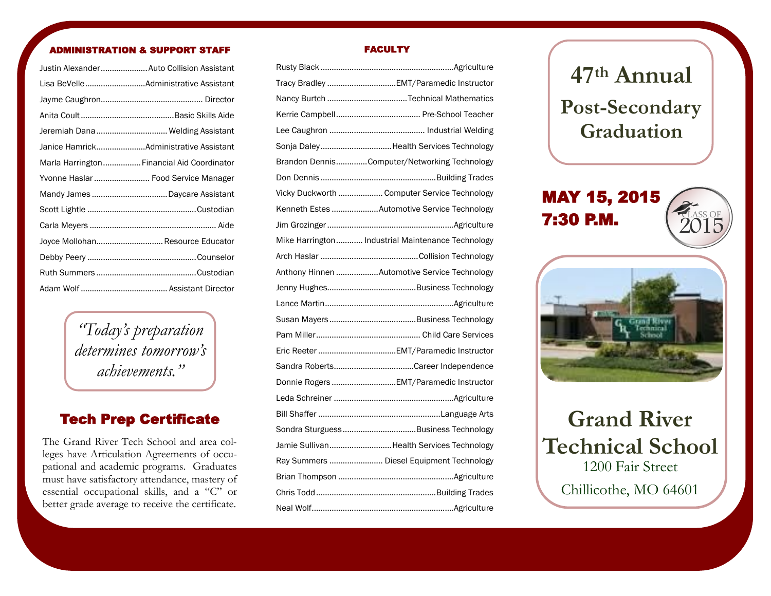## ADMINISTRATION & SUPPORT STAFF

| Name | Position |
|---|---|
| Justin Alexander | Auto Collision Assistant |
| Lisa BeVelle | Administrative Assistant |
| Jayme Caughron | Director |
| Anita Coult | Basic Skills Aide |
| Jeremiah Dana | Welding Assistant |
| Janice Hamrick | Administrative Assistant |
| Marla Harrington | Financial Aid Coordinator |
| Yvonne Haslar | Food Service Manager |
| Mandy James | Daycare Assistant |
| Scott Lightle | Custodian |
| Carla Meyers | Aide |
| Joyce Mollohan | Resource Educator |
| Debby Peery | Counselor |
| Ruth Summers | Custodian |
| Adam Wolf | Assistant Director |

*"Today's preparation determines tomorrow's achievements."*

## Tech Prep Certificate

The Grand River Tech School and area colleges have Articulation Agreements of occupational and academic programs. Graduates must have satisfactory attendance, mastery of essential occupational skills, and a "C" or better grade average to receive the certificate.

## FACULTY

| Name | Program |
|---|---|
| Rusty Black | Agriculture |
| Tracy Bradley | EMT/Paramedic Instructor |
| Nancy Burtch | Technical Mathematics |
| Kerrie Campbell | Pre-School Teacher |
| Lee Caughron | Industrial Welding |
| Sonja Daley | Health Services Technology |
| Brandon Dennis | Computer/Networking Technology |
| Don Dennis | Building Trades |
| Vicky Duckworth | Computer Service Technology |
| Kenneth Estes | Automotive Service Technology |
| Jim Grozinger | Agriculture |
| Mike Harrington | Industrial Maintenance Technology |
| Arch Haslar | Collision Technology |
| Anthony Hinnen | Automotive Service Technology |
| Jenny Hughes | Business Technology |
| Lance Martin | Agriculture |
| Susan Mayers | Business Technology |
| Pam Miller | Child Care Services |
| Eric Reeter | EMT/Paramedic Instructor |
| Sandra Roberts | Career Independence |
| Donnie Rogers | EMT/Paramedic Instructor |
| Leda Schreiner | Agriculture |
| Bill Shaffer | Language Arts |
| Sondra Sturgeuss | Business Technology |
| Jamie Sullivan | Health Services Technology |
| Ray Summers | Diesel Equipment Technology |
| Brian Thompson | Agriculture |
| Chris Todd | Building Trades |
| Neal Wolf | Agriculture |

# 47th Annual Post-Secondary Graduation

**MAY 15, 2015**
**7:30 P.M.**

CLASS OF 2015

# Grand River Technical School

1200 Fair Street

Chillicothe, MO 64601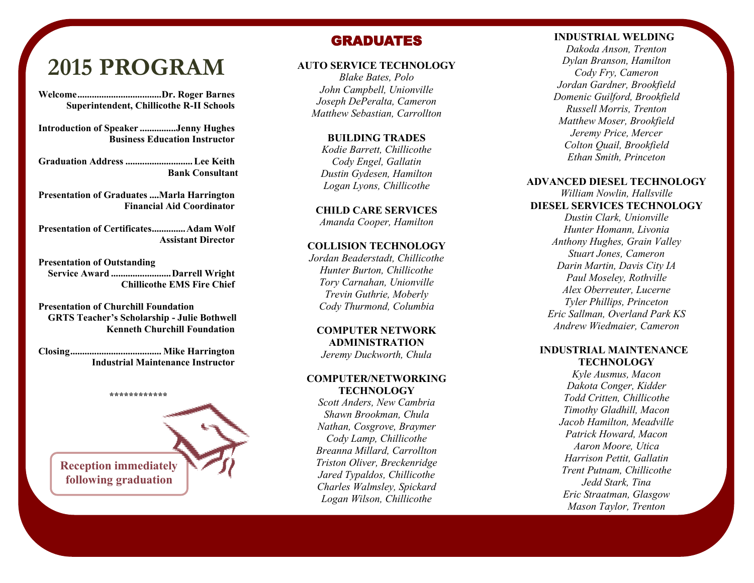# 2015 PROGRAM

**Welcome..................................Dr. Roger Barnes**
**Superintendent, Chillicothe R-II Schools**

**Introduction of Speaker ...............Jenny Hughes**
**Business Education Instructor**

**Graduation Address ........................... Lee Keith**
**Bank Consultant**

**Presentation of Graduates ....Marla Harrington**
**Financial Aid Coordinator**

**Presentation of Certificates.............Adam Wolf**
**Assistant Director**

**Presentation of Outstanding Service Award .........................Darrell Wright**
**Chillicothe EMS Fire Chief**

**Presentation of Churchill Foundation GRTS Teacher's Scholarship - Julie Bothwell**
**Kenneth Churchill Foundation**

**Closing...................................... Mike Harrington**
**Industrial Maintenance Instructor**

************

**Reception immediately following graduation**

## GRADUATES

**AUTO SERVICE TECHNOLOGY**
*Blake Bates, Polo*
*John Campbell, Unionville*
*Joseph DePeralta, Cameron*
*Matthew Sebastian, Carrollton*

**BUILDING TRADES**
*Kodie Barrett, Chillicothe*
*Cody Engel, Gallatin*
*Dustin Gydesen, Hamilton*
*Logan Lyons, Chillicothe*

**CHILD CARE SERVICES**
*Amanda Cooper, Hamilton*

**COLLISION TECHNOLOGY**
*Jordan Beaderstadt, Chillicothe*
*Hunter Burton, Chillicothe*
*Tory Carnahan, Unionville*
*Trevin Guthrie, Moberly*
*Cody Thurmond, Columbia*

**COMPUTER NETWORK ADMINISTRATION**
*Jeremy Duckworth, Chula*

**COMPUTER/NETWORKING TECHNOLOGY**
*Scott Anders, New Cambria*
*Shawn Brookman, Chula*
*Nathan, Cosgrove, Braymer*
*Cody Lamp, Chillicothe*
*Breanna Millard, Carrollton*
*Triston Oliver, Breckenridge*
*Jared Typaldos, Chillicothe*
*Charles Walmsley, Spickard*
*Logan Wilson, Chillicothe*

**INDUSTRIAL WELDING**
*Dakoda Anson, Trenton*
*Dylan Branson, Hamilton*
*Cody Fry, Cameron*
*Jordan Gardner, Brookfield*
*Domenic Guilford, Brookfield*
*Russell Morris, Trenton*
*Matthew Moser, Brookfield*
*Jeremy Price, Mercer*
*Colton Quail, Brookfield*
*Ethan Smith, Princeton*

**ADVANCED DIESEL TECHNOLOGY**
*William Nowlin, Hallsville*

**DIESEL SERVICES TECHNOLOGY**
*Dustin Clark, Unionville*
*Hunter Homann, Livonia*
*Anthony Hughes, Grain Valley*
*Stuart Jones, Cameron*
*Darin Martin, Davis City IA*
*Paul Moseley, Rothville*
*Alex Oberreuter, Lucerne*
*Tyler Phillips, Princeton*
*Eric Sallman, Overland Park KS*
*Andrew Wiedmaier, Cameron*

**INDUSTRIAL MAINTENANCE TECHNOLOGY**
*Kyle Ausmus, Macon*
*Dakota Conger, Kidder*
*Todd Critten, Chillicothe*
*Timothy Gladhill, Macon*
*Jacob Hamilton, Meadville*
*Patrick Howard, Macon*
*Aaron Moore, Utica*
*Harrison Pettit, Gallatin*
*Trent Putnam, Chillicothe*
*Jedd Stark, Tina*
*Eric Straatman, Glasgow*
*Mason Taylor, Trenton*